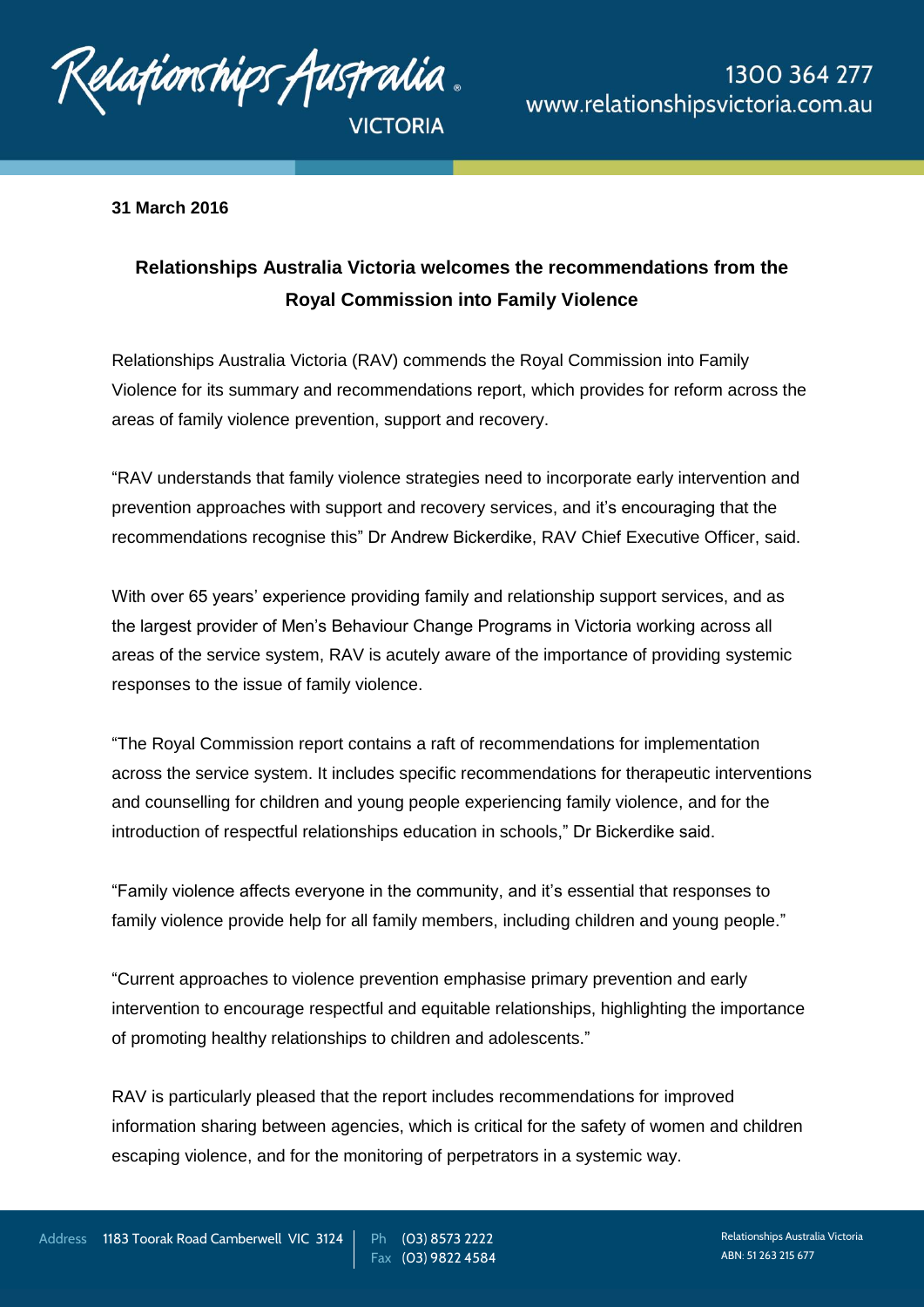31 March 2016

**Relationships Australia Victoria welcomes the recommendations from the Royal Commission into Family Violence**

Relationships Australia Victoria (RAV) commends the Royal Commission into Family Violence for its summary and recommendations report, which provides for reform across the areas of family violence prevention, support and recovery.

"RAV understands that family violence strategies need to incorporate early intervention and prevention approaches with support and recovery services, and it's encouraging that the recommendations recognise this" Dr Andrew Bickerdike, RAV Chief Executive Officer, said.

With over 65 years' experience providing family and relationship support services, and as the largest provider of Men's Behaviour Change Programs in Victoria working across all areas of the service system, RAV is acutely aware of the importance of providing systemic responses to the issue of family violence.

"The Royal Commission report contains a raft of recommendations for implementation across the service system. It includes specific recommendations for therapeutic interventions and counselling for children and young people experiencing family violence, and for the introduction of respectful relationships education in schools," Dr Bickerdike said.

"Family violence affects everyone in the community, and it's essential that responses to family violence provide help for all family members, including children and young people."

"Current approaches to violence prevention emphasise primary prevention and early intervention to encourage respectful and equitable relationships, highlighting the importance of promoting healthy relationships to children and adolescents."

RAV is particularly pleased that the report includes recommendations for improved information sharing between agencies, which is critical for the safety of women and children escaping violence, and for the monitoring of perpetrators in a systemic way.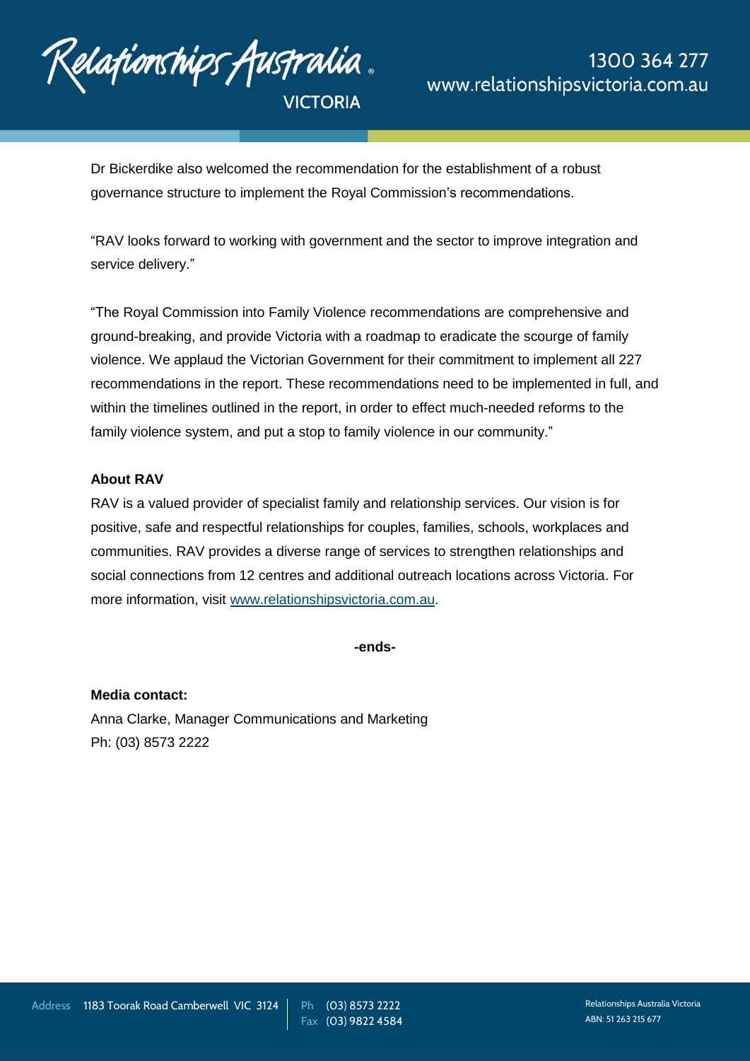Dr Bickerdike also welcomed the recommendation for the establishment of a robust governance structure to implement the Royal Commission's recommendations.

"RAV looks forward to working with government and the sector to improve integration and service delivery."

"The Royal Commission into Family Violence recommendations are comprehensive and ground-breaking, and provide Victoria with a roadmap to eradicate the scourge of family violence. We applaud the Victorian Government for their commitment to implement all 227 recommendations in the report. These recommendations need to be implemented in full, and within the timelines outlined in the report, in order to effect much-needed reforms to the family violence system, and put a stop to family violence in our community."

**About RAV**

RAV is a valued provider of specialist family and relationship services. Our vision is for positive, safe and respectful relationships for couples, families, schools, workplaces and communities. RAV provides a diverse range of services to strengthen relationships and social connections from 12 centres and additional outreach locations across Victoria. For more information, visit [www.relationshipsvictoria.com.au](http://www.relationshipsvictoria.com.au).

**-ends-**

**Media contact:**

Anna Clarke, Manager Communications and Marketing
Ph: (03) 8573 2222